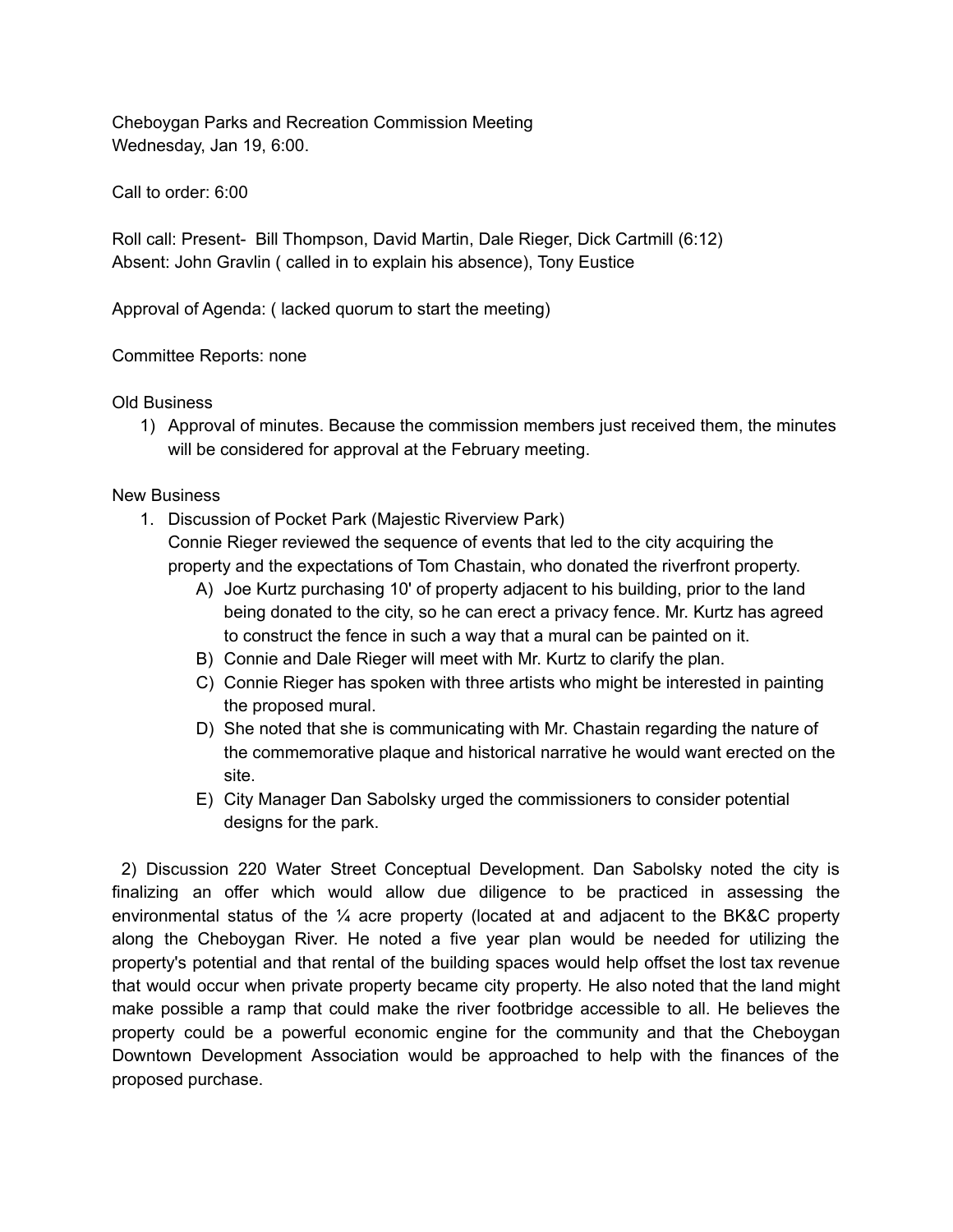Cheboygan Parks and Recreation Commission Meeting
Wednesday, Jan 19, 6:00.

Call to order: 6:00

Roll call: Present- Bill Thompson, David Martin, Dale Rieger, Dick Cartmill (6:12)
Absent: John Gravlin ( called in to explain his absence), Tony Eustice

Approval of Agenda: ( lacked quorum to start the meeting)

Committee Reports: none

Old Business

1) Approval of minutes. Because the commission members just received them, the minutes will be considered for approval at the February meeting.

New Business

1. Discussion of Pocket Park (Majestic Riverview Park)
   Connie Rieger reviewed the sequence of events that led to the city acquiring the property and the expectations of Tom Chastain, who donated the riverfront property.
   A) Joe Kurtz purchasing 10' of property adjacent to his building, prior to the land being donated to the city, so he can erect a privacy fence. Mr. Kurtz has agreed to construct the fence in such a way that a mural can be painted on it.
   B) Connie and Dale Rieger will meet with Mr. Kurtz to clarify the plan.
   C) Connie Rieger has spoken with three artists who might be interested in painting the proposed mural.
   D) She noted that she is communicating with Mr. Chastain regarding the nature of the commemorative plaque and historical narrative he would want erected on the site.
   E) City Manager Dan Sabolsky urged the commissioners to consider potential designs for the park.

2) Discussion 220 Water Street Conceptual Development. Dan Sabolsky noted the city is finalizing an offer which would allow due diligence to be practiced in assessing the environmental status of the ¼ acre property (located at and adjacent to the BK&C property along the Cheboygan River. He noted a five year plan would be needed for utilizing the property's potential and that rental of the building spaces would help offset the lost tax revenue that would occur when private property became city property. He also noted that the land might make possible a ramp that could make the river footbridge accessible to all. He believes the property could be a powerful economic engine for the community and that the Cheboygan Downtown Development Association would be approached to help with the finances of the proposed purchase.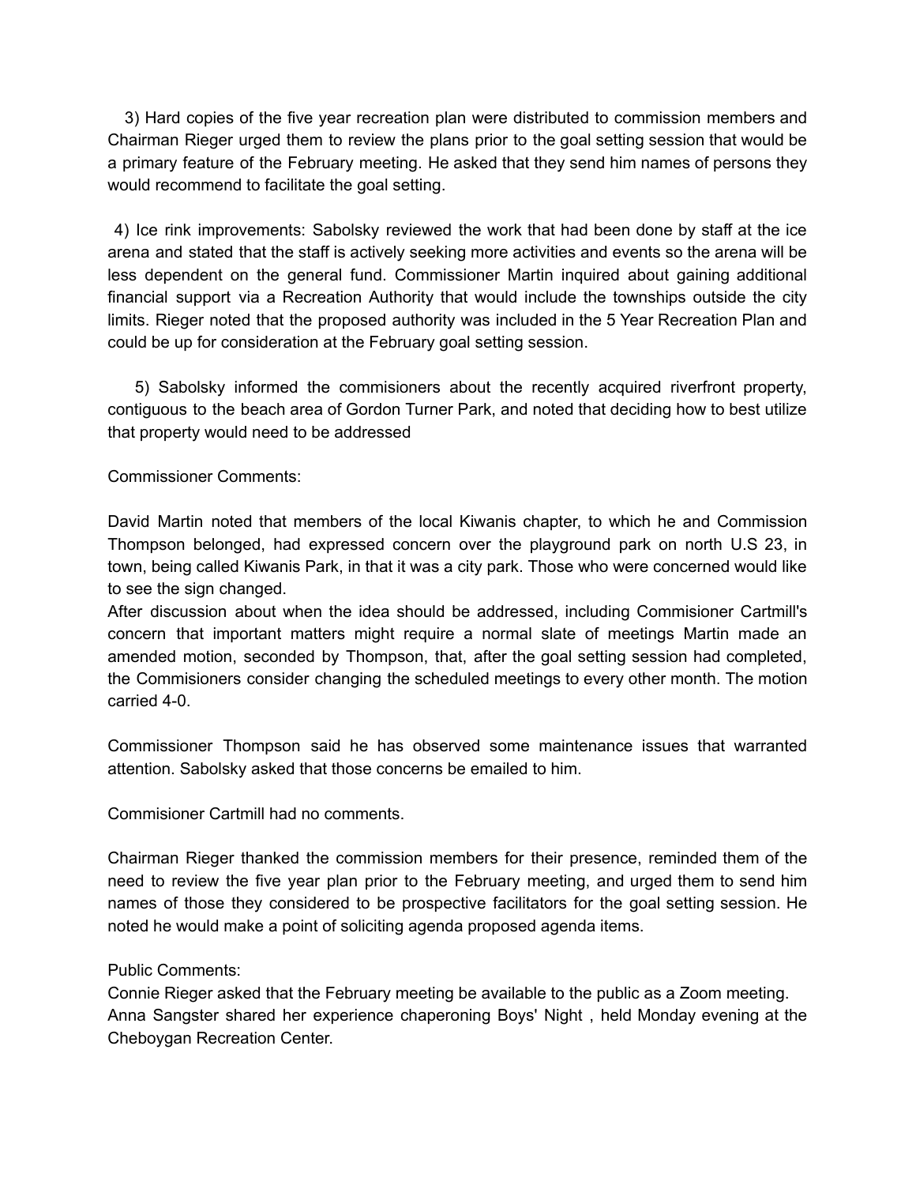3) Hard copies of the five year recreation plan were distributed to commission members and Chairman Rieger urged them to review the plans prior to the goal setting session that would be a primary feature of the February meeting. He asked that they send him names of persons they would recommend to facilitate the goal setting.

4) Ice rink improvements: Sabolsky reviewed the work that had been done by staff at the ice arena and stated that the staff is actively seeking more activities and events so the arena will be less dependent on the general fund. Commissioner Martin inquired about gaining additional financial support via a Recreation Authority that would include the townships outside the city limits. Rieger noted that the proposed authority was included in the 5 Year Recreation Plan and could be up for consideration at the February goal setting session.

5) Sabolsky informed the commisioners about the recently acquired riverfront property, contiguous to the beach area of Gordon Turner Park, and noted that deciding how to best utilize that property would need to be addressed

Commissioner Comments:

David Martin noted that members of the local Kiwanis chapter, to which he and Commission Thompson belonged, had expressed concern over the playground park on north U.S 23, in town, being called Kiwanis Park, in that it was a city park. Those who were concerned would like to see the sign changed.
After discussion about when the idea should be addressed, including Commisioner Cartmill's concern that important matters might require a normal slate of meetings Martin made an amended motion, seconded by Thompson, that, after the goal setting session had completed, the Commisioners consider changing the scheduled meetings to every other month. The motion carried 4-0.

Commissioner Thompson said he has observed some maintenance issues that warranted attention. Sabolsky asked that those concerns be emailed to him.

Commisioner Cartmill had no comments.

Chairman Rieger thanked the commission members for their presence, reminded them of the need to review the five year plan prior to the February meeting, and urged them to send him names of those they considered to be prospective facilitators for the goal setting session. He noted he would make a point of soliciting agenda proposed agenda items.

Public Comments:
Connie Rieger asked that the February meeting be available to the public as a Zoom meeting.
Anna Sangster shared her experience chaperoning Boys' Night , held Monday evening at the Cheboygan Recreation Center.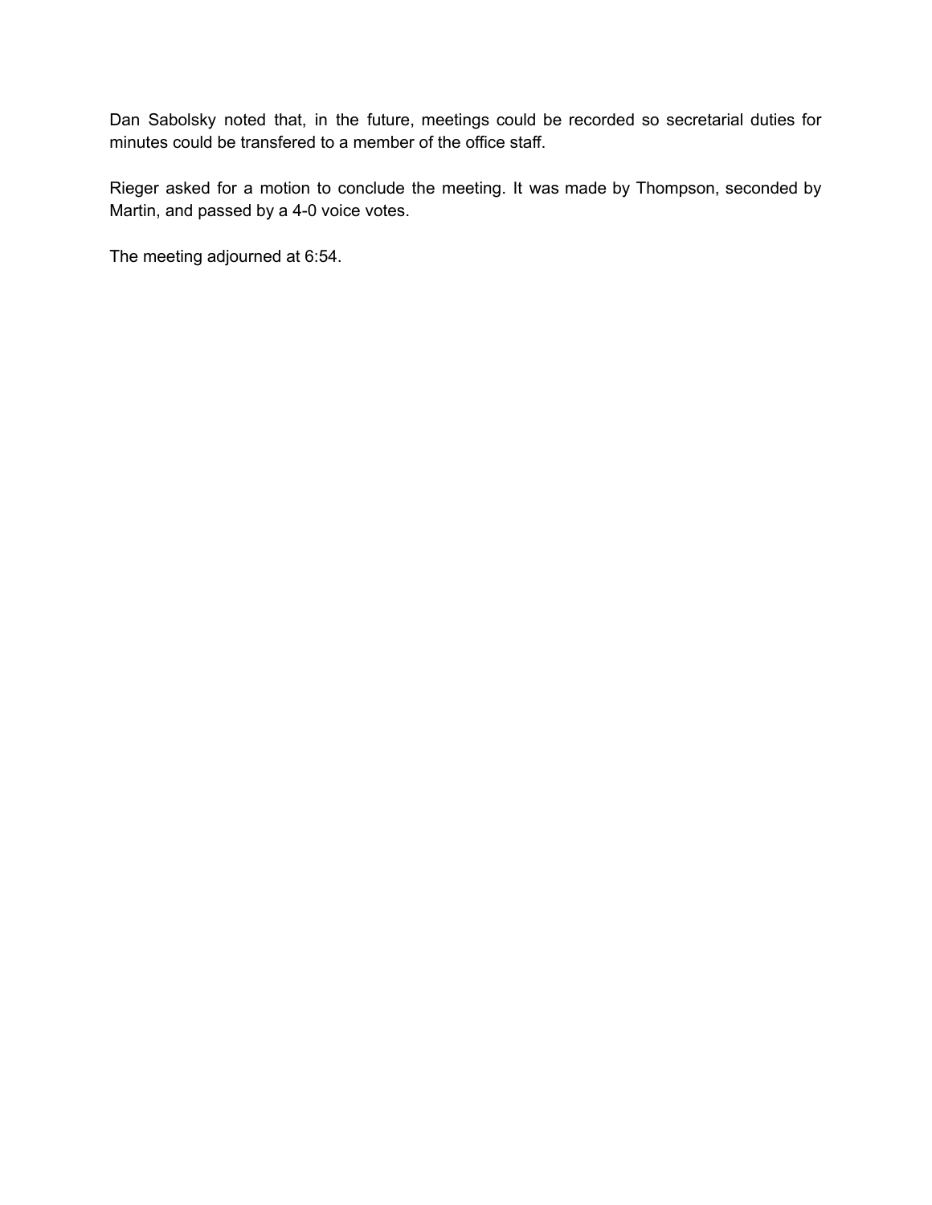Dan Sabolsky noted that, in the future, meetings could be recorded so secretarial duties for minutes could be transfered to a member of the office staff.

Rieger asked for a motion to conclude the meeting. It was made by Thompson, seconded by Martin, and passed by a 4-0 voice votes.

The meeting adjourned at 6:54.